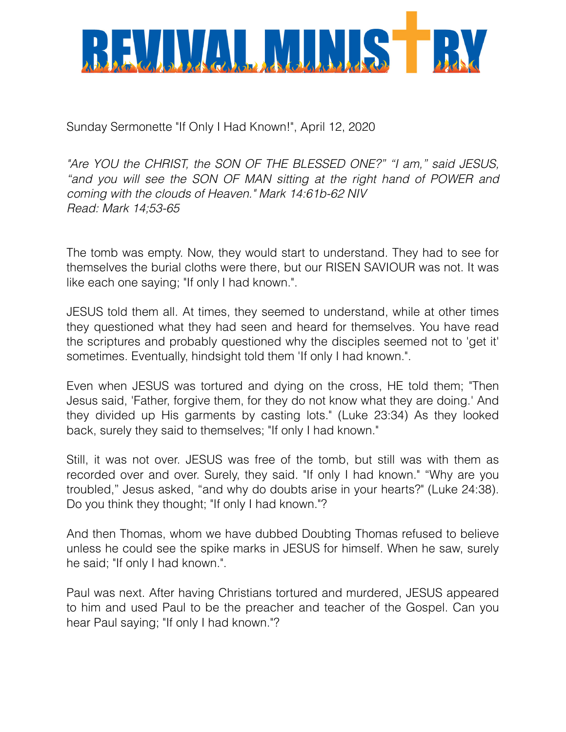# REVIVAL MINISTRY

Sunday Sermonette "If Only I Had Known!", April 12, 2020

*"Are YOU the CHRIST, the SON OF THE BLESSED ONE?" "I am," said JESUS, "and you will see the SON OF MAN sitting at the right hand of POWER and coming with the clouds of Heaven." Mark 14:61b-62 NIV*
*Read: Mark 14;53-65*

The tomb was empty. Now, they would start to understand. They had to see for themselves the burial cloths were there, but our RISEN SAVIOUR was not. It was like each one saying; "If only I had known.".

JESUS told them all. At times, they seemed to understand, while at other times they questioned what they had seen and heard for themselves. You have read the scriptures and probably questioned why the disciples seemed not to 'get it' sometimes. Eventually, hindsight told them 'If only I had known.".

Even when JESUS was tortured and dying on the cross, HE told them; "Then Jesus said, 'Father, forgive them, for they do not know what they are doing.' And they divided up His garments by casting lots." (Luke 23:34) As they looked back, surely they said to themselves; "If only I had known."

Still, it was not over. JESUS was free of the tomb, but still was with them as recorded over and over. Surely, they said. "If only I had known." "Why are you troubled," Jesus asked, "and why do doubts arise in your hearts?" (Luke 24:38). Do you think they thought; "If only I had known."?

And then Thomas, whom we have dubbed Doubting Thomas refused to believe unless he could see the spike marks in JESUS for himself. When he saw, surely he said; "If only I had known.".

Paul was next. After having Christians tortured and murdered, JESUS appeared to him and used Paul to be the preacher and teacher of the Gospel. Can you hear Paul saying; "If only I had known."?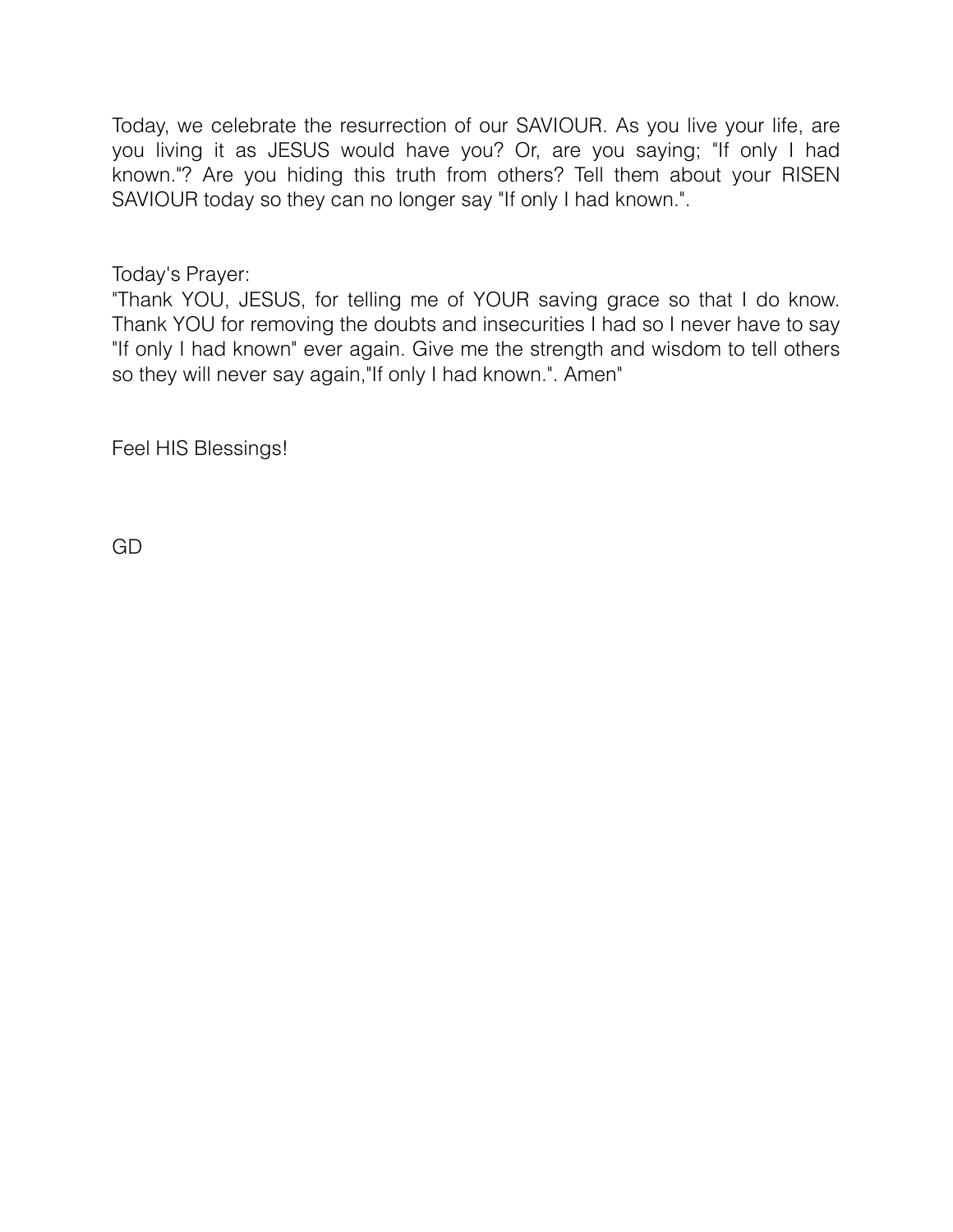Today, we celebrate the resurrection of our SAVIOUR. As you live your life, are you living it as JESUS would have you? Or, are you saying; "If only I had known."? Are you hiding this truth from others? Tell them about your RISEN SAVIOUR today so they can no longer say "If only I had known.".

Today's Prayer:
"Thank YOU, JESUS, for telling me of YOUR saving grace so that I do know. Thank YOU for removing the doubts and insecurities I had so I never have to say "If only I had known" ever again. Give me the strength and wisdom to tell others so they will never say again,"If only I had known.". Amen"

Feel HIS Blessings!

GD